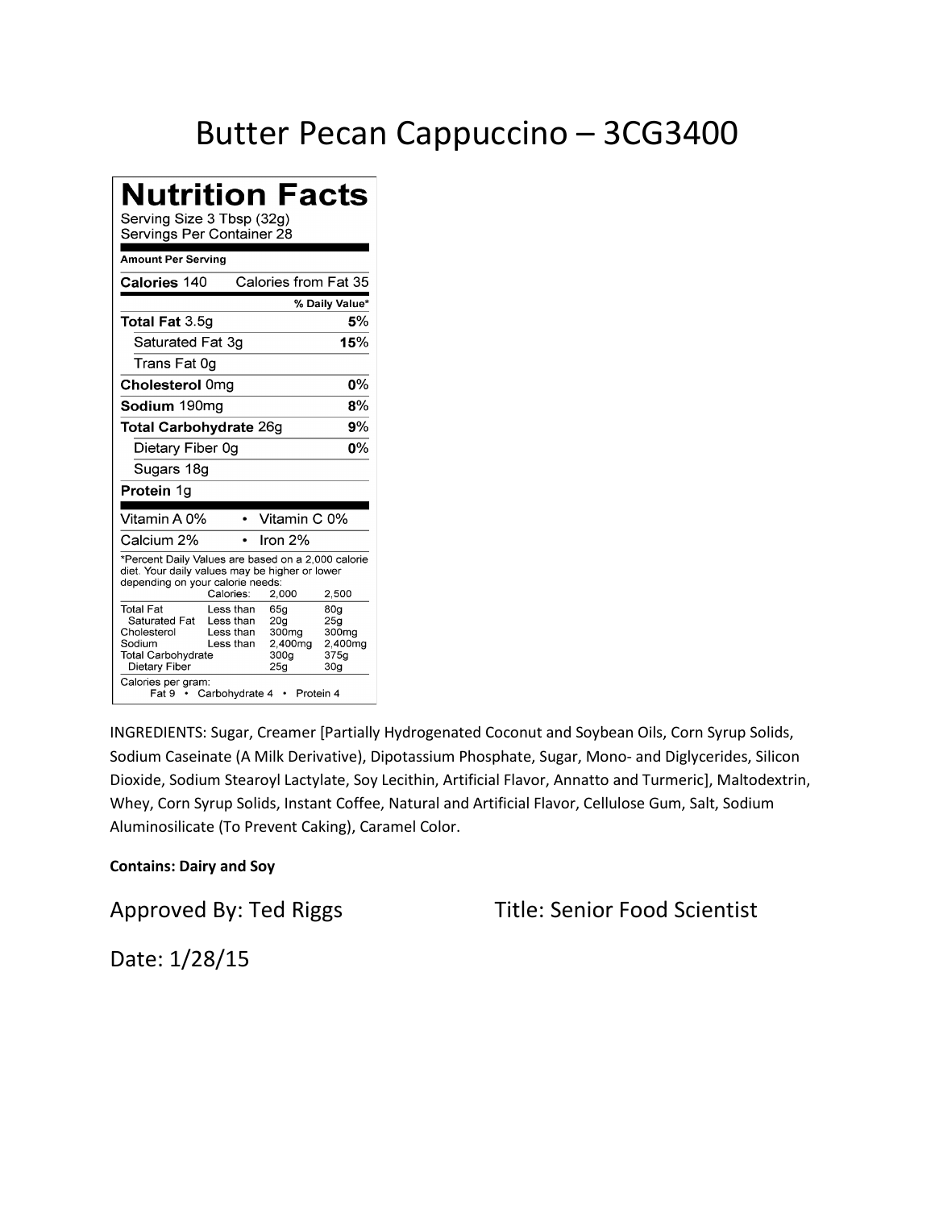# Butter Pecan Cappuccino – 3CG3400

## Nutrition Facts

Serving Size 3 Tbsp (32g)
Servings Per Container 28

| Amount Per Serving | |
|---|---|
| **Calories** 140 | Calories from Fat 35 |
| | **% Daily Value*** |
| **Total Fat** 3.5g | **5%** |
| Saturated Fat 3g | **15%** |
| Trans Fat 0g | |
| **Cholesterol** 0mg | **0%** |
| **Sodium** 190mg | **8%** |
| **Total Carbohydrate** 26g | **9%** |
| Dietary Fiber 0g | **0%** |
| Sugars 18g | |
| **Protein** 1g | |

| | |
|---|---|
| Vitamin A 0% | Vitamin C 0% |
| Calcium 2% | Iron 2% |

*Percent Daily Values are based on a 2,000 calorie diet. Your daily values may be higher or lower depending on your calorie needs:

| | | 2,000 | 2,500 |
|---|---|---|---|
| | Calories: | 2,000 | 2,500 |
| Total Fat | Less than | 65g | 80g |
| Saturated Fat | Less than | 20g | 25g |
| Cholesterol | Less than | 300mg | 300mg |
| Sodium | Less than | 2,400mg | 2,400mg |
| Total Carbohydrate | | 300g | 375g |
| Dietary Fiber | | 25g | 30g |

Calories per gram:
Fat 9 • Carbohydrate 4 • Protein 4

INGREDIENTS: Sugar, Creamer [Partially Hydrogenated Coconut and Soybean Oils, Corn Syrup Solids, Sodium Caseinate (A Milk Derivative), Dipotassium Phosphate, Sugar, Mono- and Diglycerides, Silicon Dioxide, Sodium Stearoyl Lactylate, Soy Lecithin, Artificial Flavor, Annatto and Turmeric], Maltodextrin, Whey, Corn Syrup Solids, Instant Coffee, Natural and Artificial Flavor, Cellulose Gum, Salt, Sodium Aluminosilicate (To Prevent Caking), Caramel Color.

**Contains: Dairy and Soy**

Approved By: Ted Riggs Title: Senior Food Scientist

Date: 1/28/15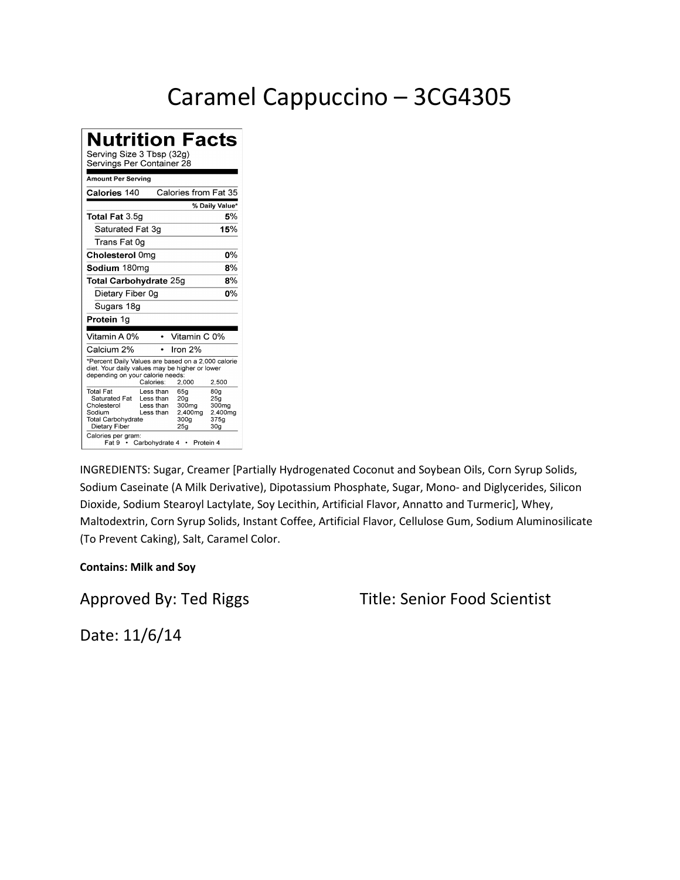# Caramel Cappuccino – 3CG4305

## Nutrition Facts

Serving Size 3 Tbsp (32g)
Servings Per Container 28

**Amount Per Serving**

| | |
|---|---|
| **Calories** 140 | Calories from Fat 35 |
| | **% Daily Value*** |
| **Total Fat** 3.5g | **5%** |
| Saturated Fat 3g | **15%** |
| Trans Fat 0g | |
| **Cholesterol** 0mg | **0%** |
| **Sodium** 180mg | **8%** |
| **Total Carbohydrate** 25g | **8%** |
| Dietary Fiber 0g | **0%** |
| Sugars 18g | |
| **Protein** 1g | |

| | |
|---|---|
| Vitamin A 0% | Vitamin C 0% |
| Calcium 2% | Iron 2% |

*Percent Daily Values are based on a 2,000 calorie diet. Your daily values may be higher or lower depending on your calorie needs:

| | Calories: | 2,000 | 2,500 |
|---|---|---|---|
| Total Fat | Less than | 65g | 80g |
| Saturated Fat | Less than | 20g | 25g |
| Cholesterol | Less than | 300mg | 300mg |
| Sodium | Less than | 2,400mg | 2,400mg |
| Total Carbohydrate | | 300g | 375g |
| Dietary Fiber | | 25g | 30g |

Calories per gram:
Fat 9 • Carbohydrate 4 • Protein 4

INGREDIENTS: Sugar, Creamer [Partially Hydrogenated Coconut and Soybean Oils, Corn Syrup Solids, Sodium Caseinate (A Milk Derivative), Dipotassium Phosphate, Sugar, Mono- and Diglycerides, Silicon Dioxide, Sodium Stearoyl Lactylate, Soy Lecithin, Artificial Flavor, Annatto and Turmeric], Whey, Maltodextrin, Corn Syrup Solids, Instant Coffee, Artificial Flavor, Cellulose Gum, Sodium Aluminosilicate (To Prevent Caking), Salt, Caramel Color.

**Contains: Milk and Soy**

Approved By: Ted Riggs  Title: Senior Food Scientist

Date: 11/6/14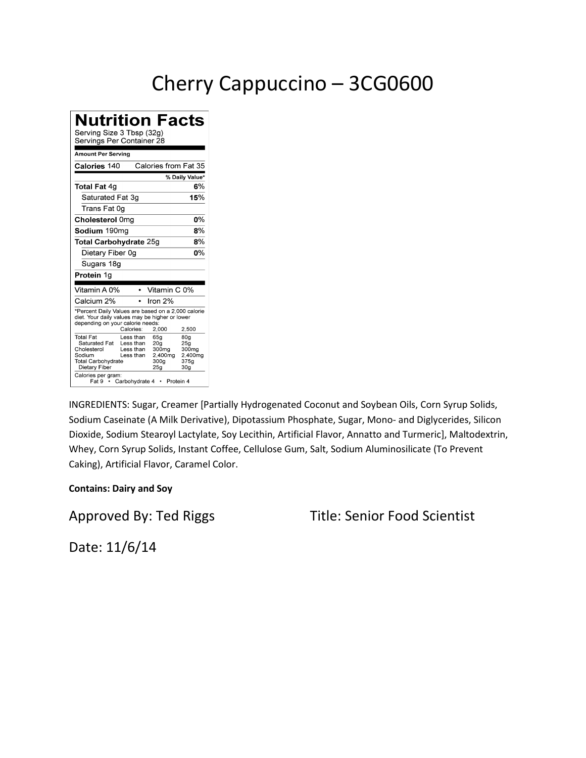# Cherry Cappuccino – 3CG0600

## Nutrition Facts

Serving Size 3 Tbsp (32g)
Servings Per Container 28

| Amount Per Serving | |
|---|---|
| **Calories** 140 | Calories from Fat 35 |
| | **% Daily Value*** |
| **Total Fat** 4g | **6%** |
| Saturated Fat 3g | **15%** |
| Trans Fat 0g | |
| **Cholesterol** 0mg | **0%** |
| **Sodium** 190mg | **8%** |
| **Total Carbohydrate** 25g | **8%** |
| Dietary Fiber 0g | **0%** |
| Sugars 18g | |
| **Protein** 1g | |
| Vitamin A 0% | • Vitamin C 0% |
| Calcium 2% | • Iron 2% |

*Percent Daily Values are based on a 2,000 calorie diet. Your daily values may be higher or lower depending on your calorie needs:

| | Calories: | 2,000 | 2,500 |
|---|---|---|---|
| Total Fat | Less than | 65g | 80g |
| Saturated Fat | Less than | 20g | 25g |
| Cholesterol | Less than | 300mg | 300mg |
| Sodium | Less than | 2,400mg | 2,400mg |
| Total Carbohydrate | | 300g | 375g |
| Dietary Fiber | | 25g | 30g |

Calories per gram:
Fat 9 • Carbohydrate 4 • Protein 4

INGREDIENTS: Sugar, Creamer [Partially Hydrogenated Coconut and Soybean Oils, Corn Syrup Solids, Sodium Caseinate (A Milk Derivative), Dipotassium Phosphate, Sugar, Mono- and Diglycerides, Silicon Dioxide, Sodium Stearoyl Lactylate, Soy Lecithin, Artificial Flavor, Annatto and Turmeric], Maltodextrin, Whey, Corn Syrup Solids, Instant Coffee, Cellulose Gum, Salt, Sodium Aluminosilicate (To Prevent Caking), Artificial Flavor, Caramel Color.

**Contains: Dairy and Soy**

Approved By: Ted Riggs Title: Senior Food Scientist

Date: 11/6/14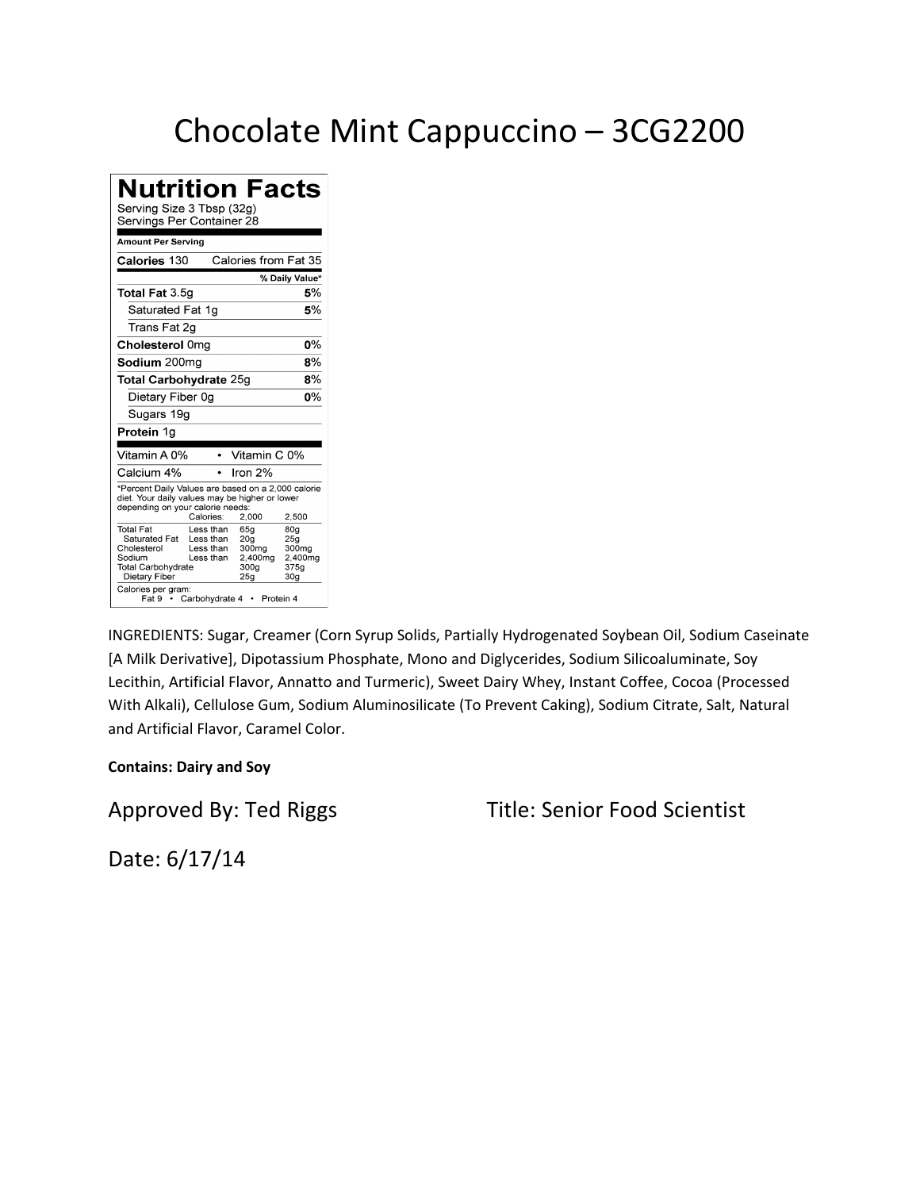# Chocolate Mint Cappuccino – 3CG2200

## Nutrition Facts

Serving Size 3 Tbsp (32g)
Servings Per Container 28

**Amount Per Serving**

| | |
|---|---|
| **Calories** 130 | Calories from Fat 35 |
| | **% Daily Value*** |
| **Total Fat** 3.5g | **5%** |
| Saturated Fat 1g | **5%** |
| Trans Fat 2g | |
| **Cholesterol** 0mg | **0%** |
| **Sodium** 200mg | **8%** |
| **Total Carbohydrate** 25g | **8%** |
| Dietary Fiber 0g | **0%** |
| Sugars 19g | |
| **Protein** 1g | |

| | |
|---|---|
| Vitamin A 0% | Vitamin C 0% |
| Calcium 4% | Iron 2% |

*Percent Daily Values are based on a 2,000 calorie diet. Your daily values may be higher or lower depending on your calorie needs:

| | Calories: | 2,000 | 2,500 |
|---|---|---|---|
| Total Fat | Less than | 65g | 80g |
| Saturated Fat | Less than | 20g | 25g |
| Cholesterol | Less than | 300mg | 300mg |
| Sodium | Less than | 2,400mg | 2,400mg |
| Total Carbohydrate | | 300g | 375g |
| Dietary Fiber | | 25g | 30g |

Calories per gram:
Fat 9 • Carbohydrate 4 • Protein 4

INGREDIENTS: Sugar, Creamer (Corn Syrup Solids, Partially Hydrogenated Soybean Oil, Sodium Caseinate [A Milk Derivative], Dipotassium Phosphate, Mono and Diglycerides, Sodium Silicoaluminate, Soy Lecithin, Artificial Flavor, Annatto and Turmeric), Sweet Dairy Whey, Instant Coffee, Cocoa (Processed With Alkali), Cellulose Gum, Sodium Aluminosilicate (To Prevent Caking), Sodium Citrate, Salt, Natural and Artificial Flavor, Caramel Color.

**Contains: Dairy and Soy**

Approved By: Ted Riggs Title: Senior Food Scientist

Date: 6/17/14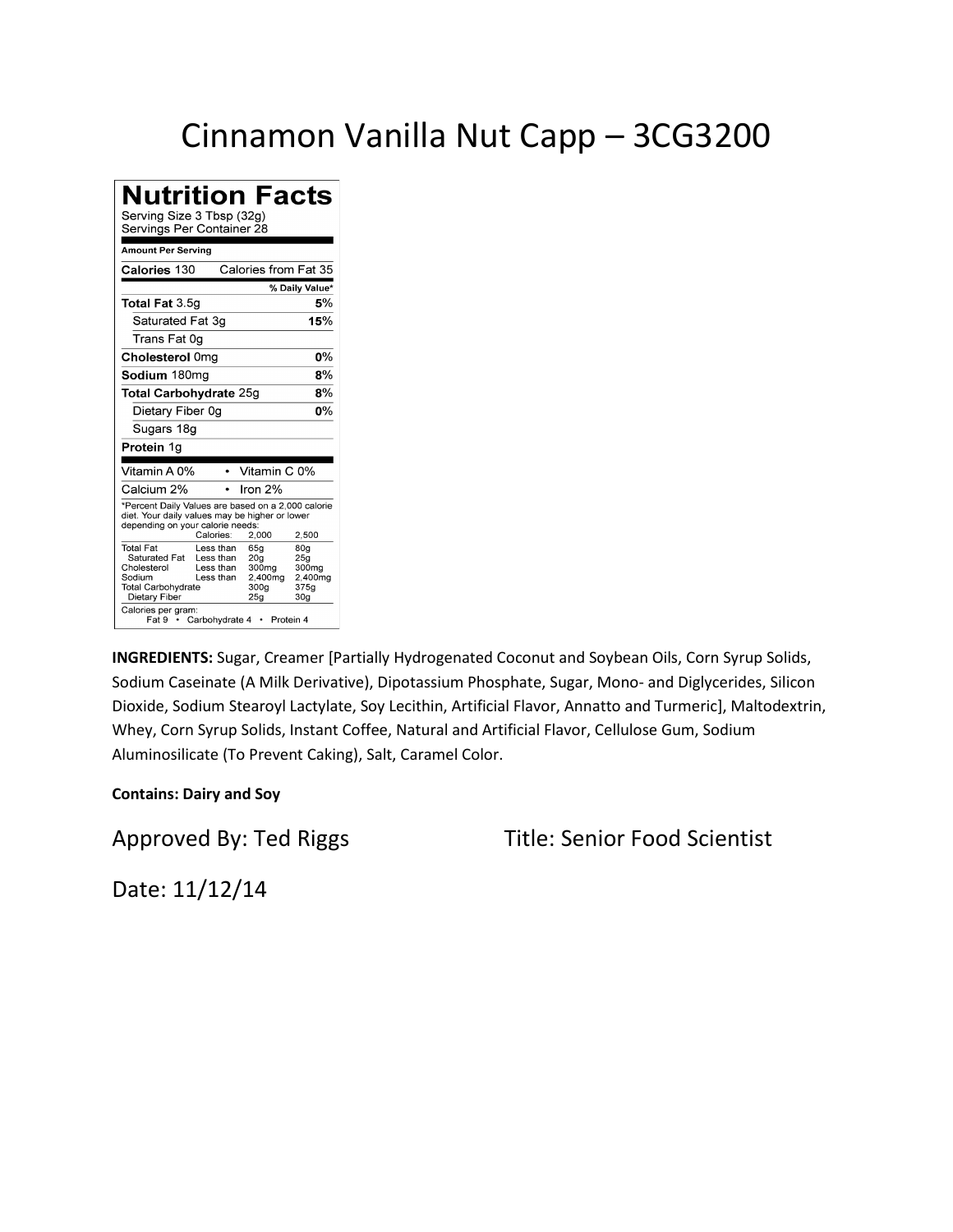# Cinnamon Vanilla Nut Capp – 3CG3200

## Nutrition Facts

Serving Size 3 Tbsp (32g)
Servings Per Container 28

**Amount Per Serving**

| | |
|---|---|
| **Calories** 130 | Calories from Fat 35 |
| | **% Daily Value*** |
| **Total Fat** 3.5g | **5%** |
| Saturated Fat 3g | **15%** |
| Trans Fat 0g | |
| **Cholesterol** 0mg | **0%** |
| **Sodium** 180mg | **8%** |
| **Total Carbohydrate** 25g | **8%** |
| Dietary Fiber 0g | **0%** |
| Sugars 18g | |
| **Protein** 1g | |
| Vitamin A 0% | • Vitamin C 0% |
| Calcium 2% | • Iron 2% |

*Percent Daily Values are based on a 2,000 calorie diet. Your daily values may be higher or lower depending on your calorie needs:

| | Calories: | 2,000 | 2,500 |
|---|---|---|---|
| Total Fat | Less than | 65g | 80g |
| Saturated Fat | Less than | 20g | 25g |
| Cholesterol | Less than | 300mg | 300mg |
| Sodium | Less than | 2,400mg | 2,400mg |
| Total Carbohydrate | | 300g | 375g |
| Dietary Fiber | | 25g | 30g |

Calories per gram:
Fat 9 • Carbohydrate 4 • Protein 4

**INGREDIENTS:** Sugar, Creamer [Partially Hydrogenated Coconut and Soybean Oils, Corn Syrup Solids, Sodium Caseinate (A Milk Derivative), Dipotassium Phosphate, Sugar, Mono- and Diglycerides, Silicon Dioxide, Sodium Stearoyl Lactylate, Soy Lecithin, Artificial Flavor, Annatto and Turmeric], Maltodextrin, Whey, Corn Syrup Solids, Instant Coffee, Natural and Artificial Flavor, Cellulose Gum, Sodium Aluminosilicate (To Prevent Caking), Salt, Caramel Color.

**Contains: Dairy and Soy**

Approved By: Ted Riggs　　　Title: Senior Food Scientist

Date: 11/12/14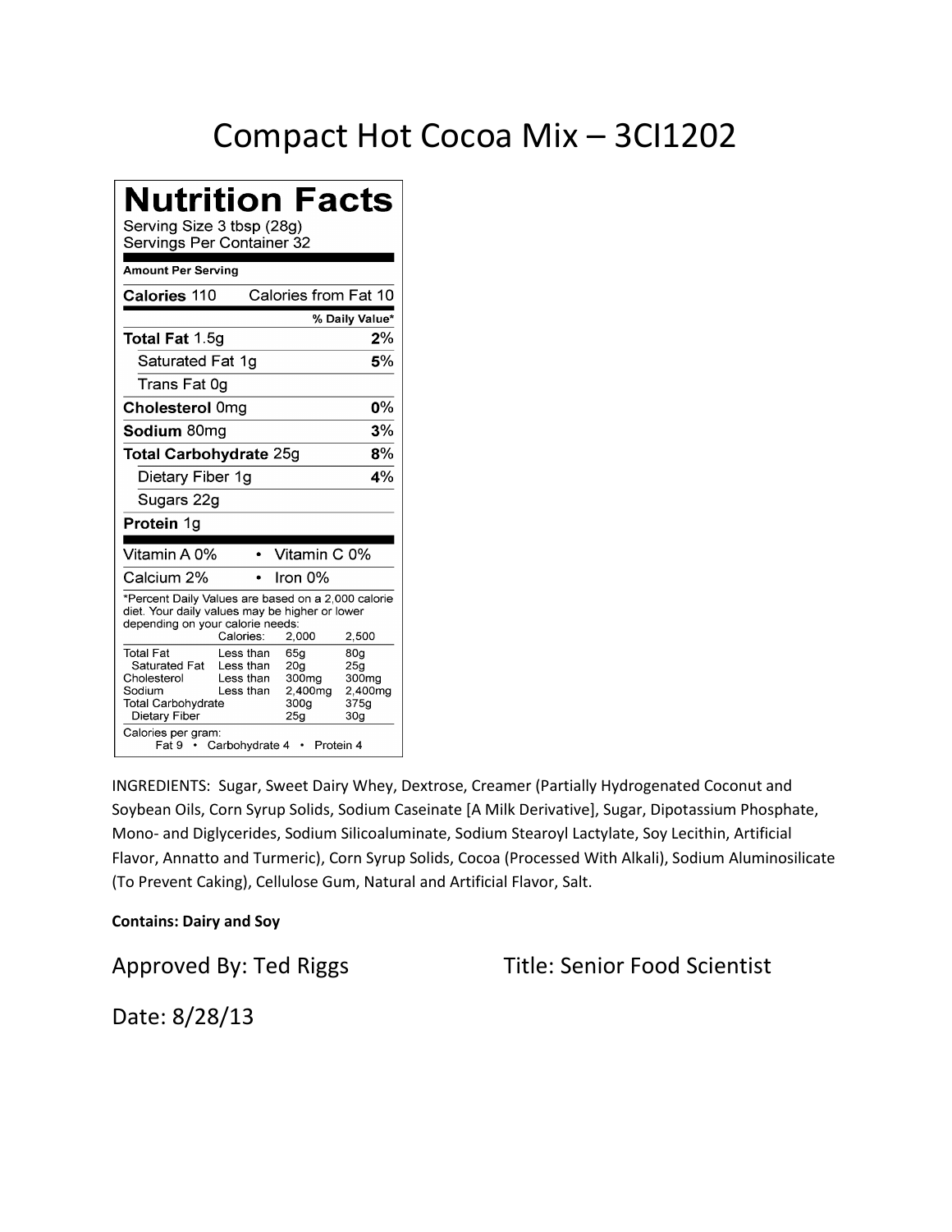# Compact Hot Cocoa Mix – 3CI1202

## Nutrition Facts

Serving Size 3 tbsp (28g)
Servings Per Container 32

**Amount Per Serving**

| | |
|---|---|
| **Calories** 110 | Calories from Fat 10 |
| | **% Daily Value*** |
| **Total Fat** 1.5g | **2%** |
| Saturated Fat 1g | **5%** |
| Trans Fat 0g | |
| **Cholesterol** 0mg | **0%** |
| **Sodium** 80mg | **3%** |
| **Total Carbohydrate** 25g | **8%** |
| Dietary Fiber 1g | **4%** |
| Sugars 22g | |
| **Protein** 1g | |

| | |
|---|---|
| Vitamin A 0% | • Vitamin C 0% |
| Calcium 2% | • Iron 0% |

*Percent Daily Values are based on a 2,000 calorie diet. Your daily values may be higher or lower depending on your calorie needs:

| | Calories: | 2,000 | 2,500 |
|---|---|---|---|
| Total Fat | Less than | 65g | 80g |
| Saturated Fat | Less than | 20g | 25g |
| Cholesterol | Less than | 300mg | 300mg |
| Sodium | Less than | 2,400mg | 2,400mg |
| Total Carbohydrate | | 300g | 375g |
| Dietary Fiber | | 25g | 30g |

Calories per gram:
Fat 9 • Carbohydrate 4 • Protein 4

INGREDIENTS: Sugar, Sweet Dairy Whey, Dextrose, Creamer (Partially Hydrogenated Coconut and Soybean Oils, Corn Syrup Solids, Sodium Caseinate [A Milk Derivative], Sugar, Dipotassium Phosphate, Mono- and Diglycerides, Sodium Silicoaluminate, Sodium Stearoyl Lactylate, Soy Lecithin, Artificial Flavor, Annatto and Turmeric), Corn Syrup Solids, Cocoa (Processed With Alkali), Sodium Aluminosilicate (To Prevent Caking), Cellulose Gum, Natural and Artificial Flavor, Salt.

**Contains: Dairy and Soy**

Approved By: Ted Riggs Title: Senior Food Scientist

Date: 8/28/13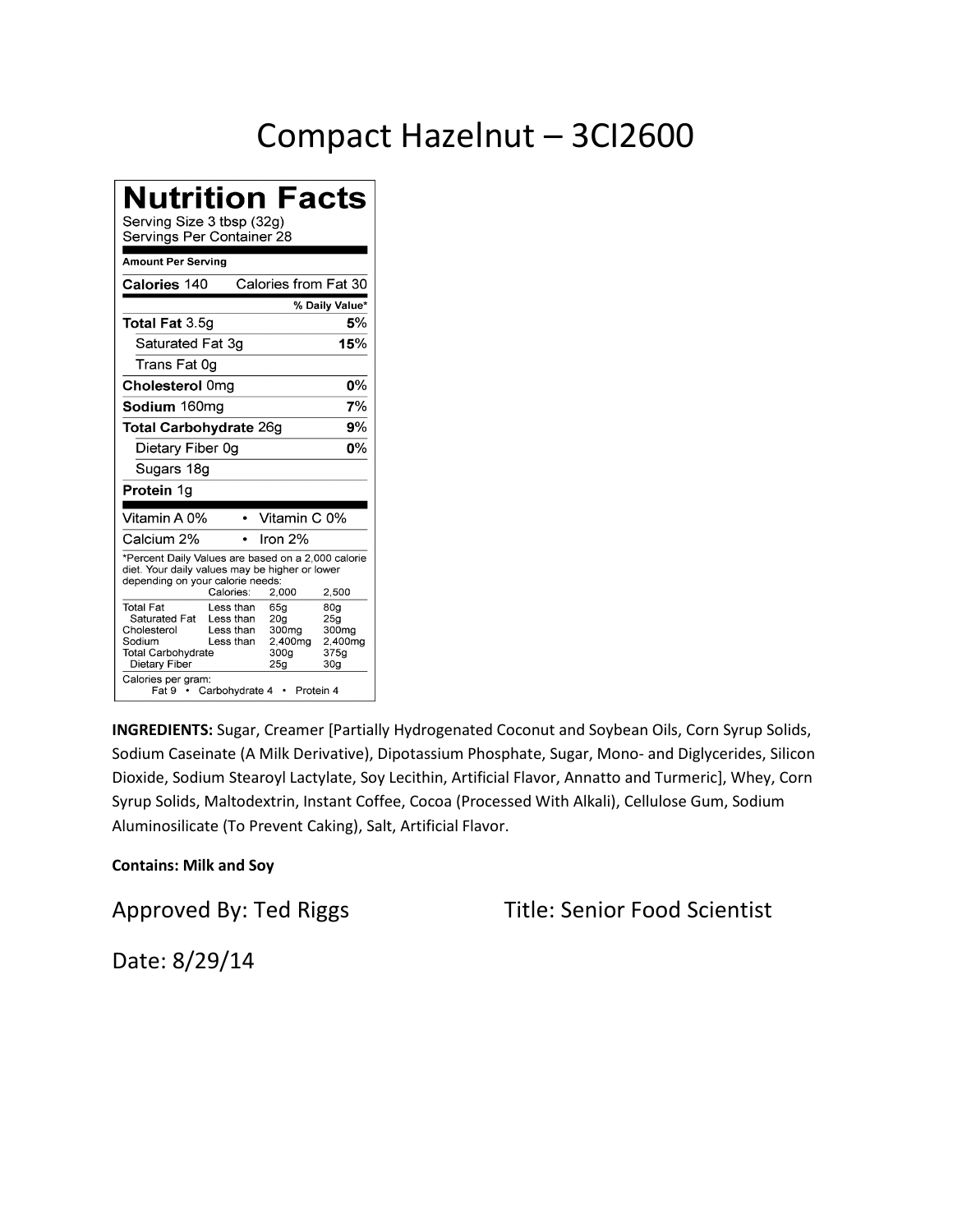# Compact Hazelnut – 3CI2600

## Nutrition Facts

Serving Size 3 tbsp (32g)
Servings Per Container 28

**Amount Per Serving**

| **Calories** 140 | Calories from Fat 30 |
|---|---|
| | **% Daily Value*** |
| **Total Fat** 3.5g | **5**% |
| Saturated Fat 3g | **15**% |
| Trans Fat 0g | |
| **Cholesterol** 0mg | **0**% |
| **Sodium** 160mg | **7**% |
| **Total Carbohydrate** 26g | **9**% |
| Dietary Fiber 0g | **0**% |
| Sugars 18g | |
| **Protein** 1g | |

| | |
|---|---|
| Vitamin A 0% | • Vitamin C 0% |
| Calcium 2% | • Iron 2% |

*Percent Daily Values are based on a 2,000 calorie diet. Your daily values may be higher or lower depending on your calorie needs:

| | | Calories: | 2,000 | 2,500 |
|---|---|---|---|---|
| Total Fat | Less than | | 65g | 80g |
| Saturated Fat | Less than | | 20g | 25g |
| Cholesterol | Less than | | 300mg | 300mg |
| Sodium | Less than | | 2,400mg | 2,400mg |
| Total Carbohydrate | | | 300g | 375g |
| Dietary Fiber | | | 25g | 30g |

Calories per gram:
Fat 9 • Carbohydrate 4 • Protein 4

**INGREDIENTS:** Sugar, Creamer [Partially Hydrogenated Coconut and Soybean Oils, Corn Syrup Solids, Sodium Caseinate (A Milk Derivative), Dipotassium Phosphate, Sugar, Mono- and Diglycerides, Silicon Dioxide, Sodium Stearoyl Lactylate, Soy Lecithin, Artificial Flavor, Annatto and Turmeric], Whey, Corn Syrup Solids, Maltodextrin, Instant Coffee, Cocoa (Processed With Alkali), Cellulose Gum, Sodium Aluminosilicate (To Prevent Caking), Salt, Artificial Flavor.

**Contains: Milk and Soy**

Approved By: Ted Riggs Title: Senior Food Scientist

Date: 8/29/14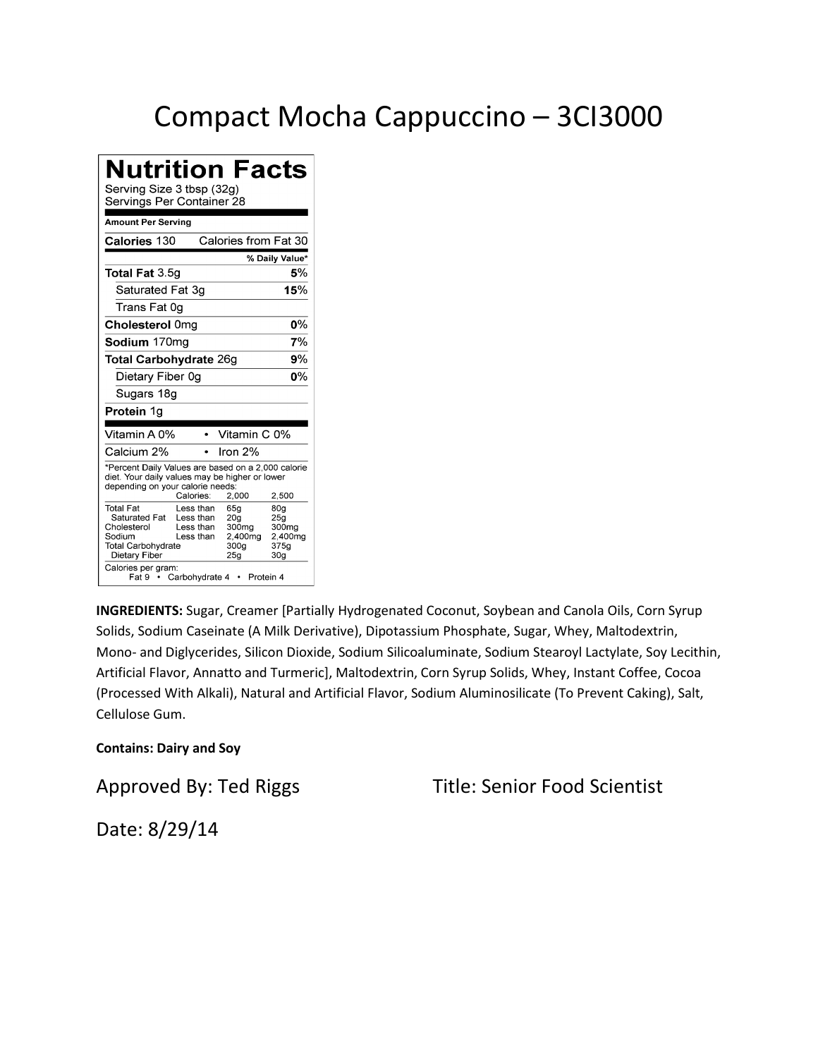# Compact Mocha Cappuccino – 3CI3000

## Nutrition Facts

Serving Size 3 tbsp (32g)
Servings Per Container 28

**Amount Per Serving**

| **Calories** 130 | Calories from Fat 30 |
|---|---|
| | **% Daily Value*** |
| **Total Fat** 3.5g | **5%** |
| Saturated Fat 3g | **15%** |
| Trans Fat 0g | |
| **Cholesterol** 0mg | **0%** |
| **Sodium** 170mg | **7%** |
| **Total Carbohydrate** 26g | **9%** |
| Dietary Fiber 0g | **0%** |
| Sugars 18g | |
| **Protein** 1g | |

| | |
|---|---|
| Vitamin A 0% | • Vitamin C 0% |
| Calcium 2% | • Iron 2% |

*Percent Daily Values are based on a 2,000 calorie diet. Your daily values may be higher or lower depending on your calorie needs:

| | Calories: | 2,000 | 2,500 |
|---|---|---|---|
| Total Fat | Less than | 65g | 80g |
| Saturated Fat | Less than | 20g | 25g |
| Cholesterol | Less than | 300mg | 300mg |
| Sodium | Less than | 2,400mg | 2,400mg |
| Total Carbohydrate | | 300g | 375g |
| Dietary Fiber | | 25g | 30g |

Calories per gram:
Fat 9 • Carbohydrate 4 • Protein 4

**INGREDIENTS:** Sugar, Creamer [Partially Hydrogenated Coconut, Soybean and Canola Oils, Corn Syrup Solids, Sodium Caseinate (A Milk Derivative), Dipotassium Phosphate, Sugar, Whey, Maltodextrin, Mono- and Diglycerides, Silicon Dioxide, Sodium Silicoaluminate, Sodium Stearoyl Lactylate, Soy Lecithin, Artificial Flavor, Annatto and Turmeric], Maltodextrin, Corn Syrup Solids, Whey, Instant Coffee, Cocoa (Processed With Alkali), Natural and Artificial Flavor, Sodium Aluminosilicate (To Prevent Caking), Salt, Cellulose Gum.

**Contains: Dairy and Soy**

Approved By: Ted Riggs    Title: Senior Food Scientist

Date: 8/29/14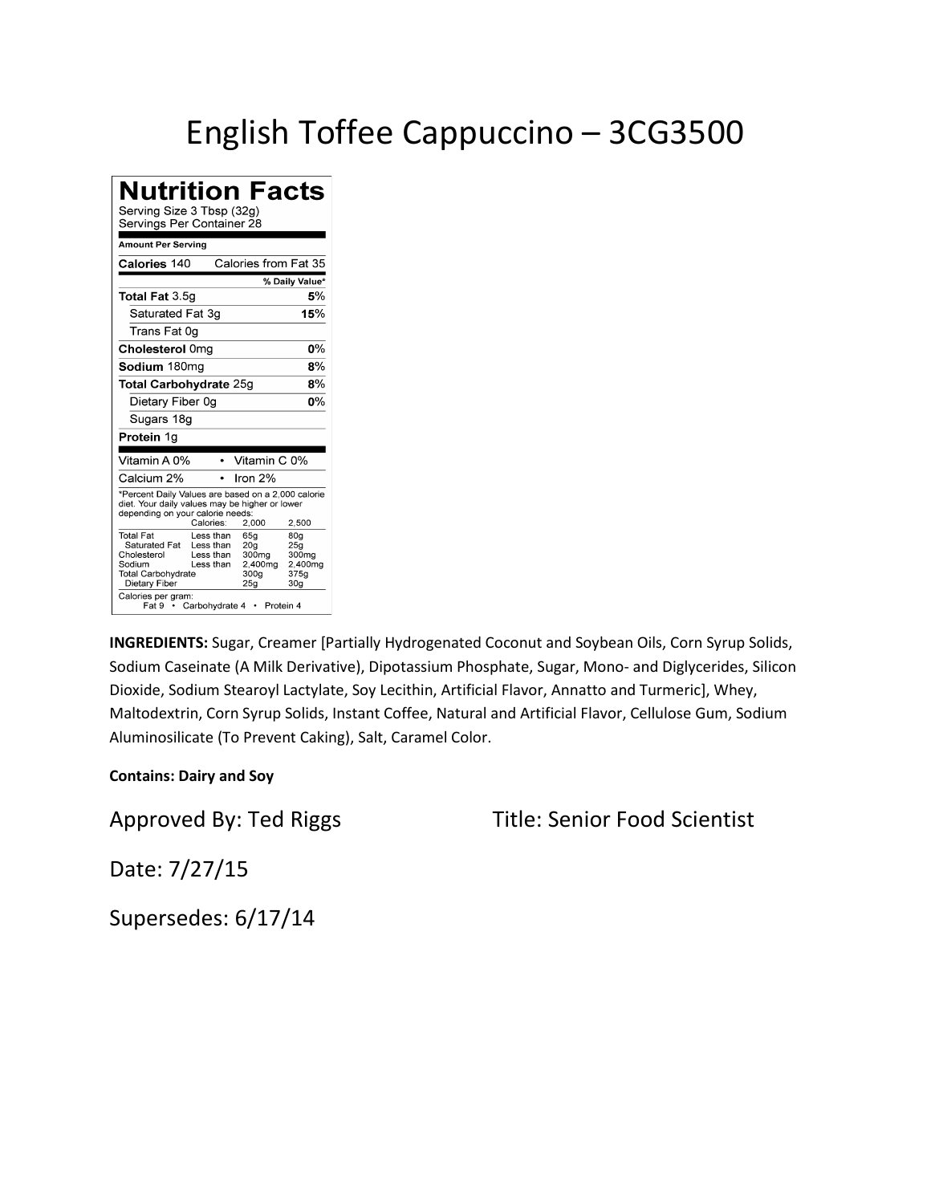# English Toffee Cappuccino – 3CG3500

## Nutrition Facts

Serving Size 3 Tbsp (32g)
Servings Per Container 28

**Amount Per Serving**

| | |
|---|---|
| **Calories** 140 | Calories from Fat 35 |
| | **% Daily Value*** |
| **Total Fat** 3.5g | **5%** |
| Saturated Fat 3g | **15%** |
| Trans Fat 0g | |
| **Cholesterol** 0mg | **0%** |
| **Sodium** 180mg | **8%** |
| **Total Carbohydrate** 25g | **8%** |
| Dietary Fiber 0g | **0%** |
| Sugars 18g | |
| **Protein** 1g | |

| | |
|---|---|
| Vitamin A 0% | Vitamin C 0% |
| Calcium 2% | Iron 2% |

*Percent Daily Values are based on a 2,000 calorie diet. Your daily values may be higher or lower depending on your calorie needs:

| | Calories: | 2,000 | 2,500 |
|---|---|---|---|
| Total Fat | Less than | 65g | 80g |
| Saturated Fat | Less than | 20g | 25g |
| Cholesterol | Less than | 300mg | 300mg |
| Sodium | Less than | 2,400mg | 2,400mg |
| Total Carbohydrate | | 300g | 375g |
| Dietary Fiber | | 25g | 30g |

Calories per gram:
Fat 9 • Carbohydrate 4 • Protein 4

**INGREDIENTS:** Sugar, Creamer [Partially Hydrogenated Coconut and Soybean Oils, Corn Syrup Solids, Sodium Caseinate (A Milk Derivative), Dipotassium Phosphate, Sugar, Mono- and Diglycerides, Silicon Dioxide, Sodium Stearoyl Lactylate, Soy Lecithin, Artificial Flavor, Annatto and Turmeric], Whey, Maltodextrin, Corn Syrup Solids, Instant Coffee, Natural and Artificial Flavor, Cellulose Gum, Sodium Aluminosilicate (To Prevent Caking), Salt, Caramel Color.

**Contains: Dairy and Soy**

Approved By: Ted Riggs Title: Senior Food Scientist

Date: 7/27/15

Supersedes: 6/17/14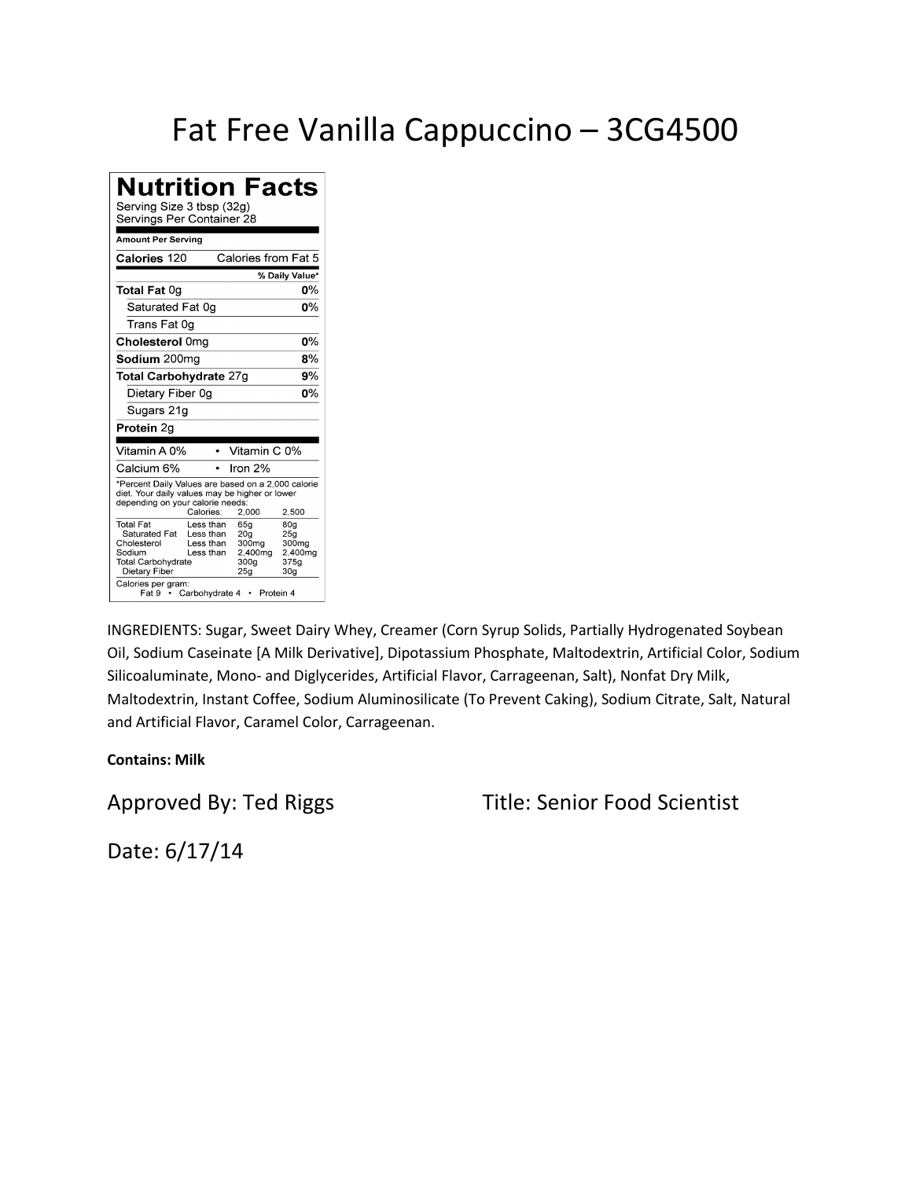# Fat Free Vanilla Cappuccino – 3CG4500

## Nutrition Facts

Serving Size 3 tbsp (32g)
Servings Per Container 28

**Amount Per Serving**

| | |
|---|---|
| **Calories** 120 | Calories from Fat 5 |
| | **% Daily Value*** |
| **Total Fat** 0g | **0%** |
| Saturated Fat 0g | **0%** |
| Trans Fat 0g | |
| **Cholesterol** 0mg | **0%** |
| **Sodium** 200mg | **8%** |
| **Total Carbohydrate** 27g | **9%** |
| Dietary Fiber 0g | **0%** |
| Sugars 21g | |
| **Protein** 2g | |

| | |
|---|---|
| Vitamin A 0% | Vitamin C 0% |
| Calcium 6% | Iron 2% |

*Percent Daily Values are based on a 2,000 calorie diet. Your daily values may be higher or lower depending on your calorie needs:

| | Calories: | 2,000 | 2,500 |
|---|---|---|---|
| Total Fat | Less than | 65g | 80g |
| Saturated Fat | Less than | 20g | 25g |
| Cholesterol | Less than | 300mg | 300mg |
| Sodium | Less than | 2,400mg | 2,400mg |
| Total Carbohydrate | | 300g | 375g |
| Dietary Fiber | | 25g | 30g |

Calories per gram:
Fat 9 • Carbohydrate 4 • Protein 4

INGREDIENTS: Sugar, Sweet Dairy Whey, Creamer (Corn Syrup Solids, Partially Hydrogenated Soybean Oil, Sodium Caseinate [A Milk Derivative], Dipotassium Phosphate, Maltodextrin, Artificial Color, Sodium Silicoaluminate, Mono- and Diglycerides, Artificial Flavor, Carrageenan, Salt), Nonfat Dry Milk, Maltodextrin, Instant Coffee, Sodium Aluminosilicate (To Prevent Caking), Sodium Citrate, Salt, Natural and Artificial Flavor, Caramel Color, Carrageenan.

**Contains: Milk**

Approved By: Ted Riggs    Title: Senior Food Scientist

Date: 6/17/14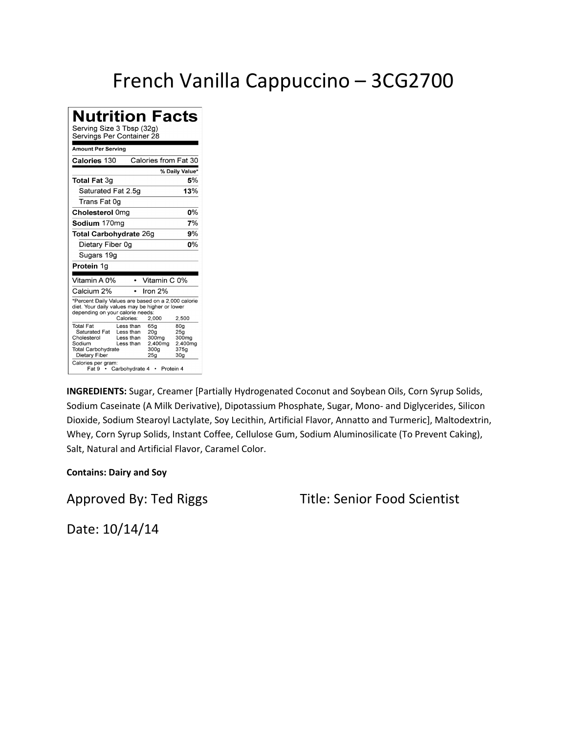# French Vanilla Cappuccino – 3CG2700

## Nutrition Facts

Serving Size 3 Tbsp (32g)
Servings Per Container 28

**Amount Per Serving**

| | |
|---|---|
| **Calories** 130 | Calories from Fat 30 |
| | **% Daily Value*** |
| **Total Fat** 3g | **5%** |
| Saturated Fat 2.5g | **13%** |
| Trans Fat 0g | |
| **Cholesterol** 0mg | **0%** |
| **Sodium** 170mg | **7%** |
| **Total Carbohydrate** 26g | **9%** |
| Dietary Fiber 0g | **0%** |
| Sugars 19g | |
| **Protein** 1g | |

| | |
|---|---|
| Vitamin A 0% | Vitamin C 0% |
| Calcium 2% | Iron 2% |

*Percent Daily Values are based on a 2,000 calorie diet. Your daily values may be higher or lower depending on your calorie needs:

| | Calories: | 2,000 | 2,500 |
|---|---|---|---|
| Total Fat | Less than | 65g | 80g |
| Saturated Fat | Less than | 20g | 25g |
| Cholesterol | Less than | 300mg | 300mg |
| Sodium | Less than | 2,400mg | 2,400mg |
| Total Carbohydrate | | 300g | 375g |
| Dietary Fiber | | 25g | 30g |

Calories per gram:
Fat 9 • Carbohydrate 4 • Protein 4

**INGREDIENTS:** Sugar, Creamer [Partially Hydrogenated Coconut and Soybean Oils, Corn Syrup Solids, Sodium Caseinate (A Milk Derivative), Dipotassium Phosphate, Sugar, Mono- and Diglycerides, Silicon Dioxide, Sodium Stearoyl Lactylate, Soy Lecithin, Artificial Flavor, Annatto and Turmeric], Maltodextrin, Whey, Corn Syrup Solids, Instant Coffee, Cellulose Gum, Sodium Aluminosilicate (To Prevent Caking), Salt, Natural and Artificial Flavor, Caramel Color.

**Contains: Dairy and Soy**

Approved By: Ted Riggs        Title: Senior Food Scientist

Date: 10/14/14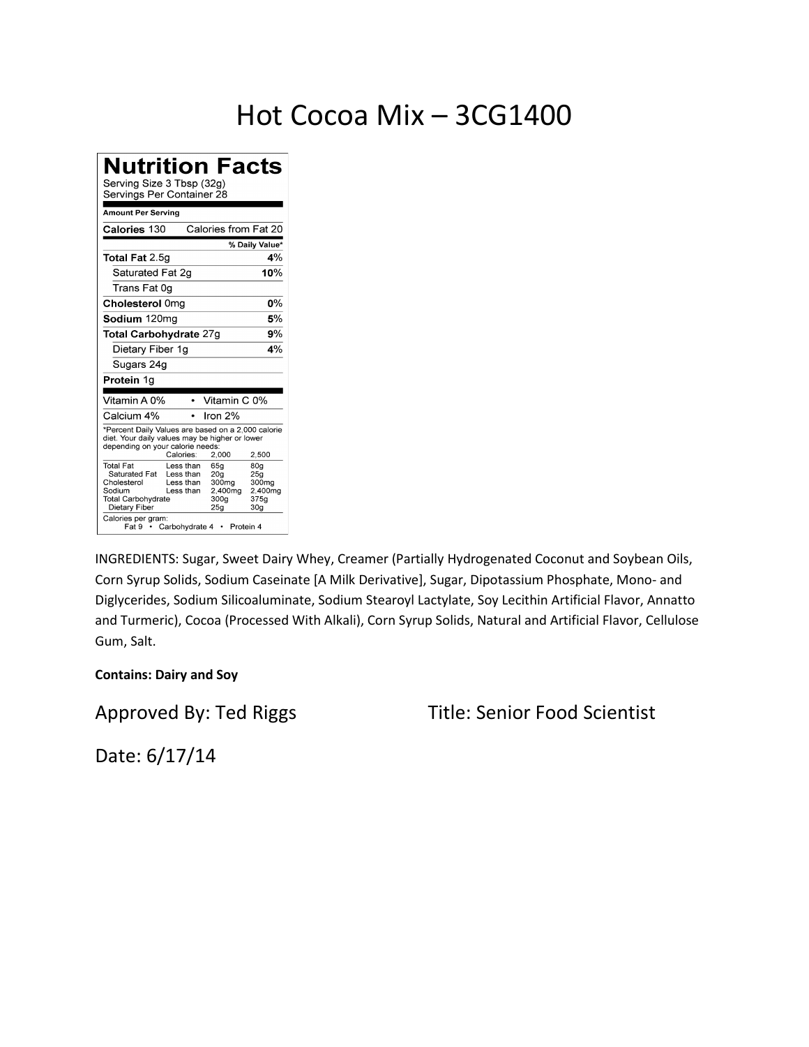# Hot Cocoa Mix – 3CG1400

## Nutrition Facts

Serving Size 3 Tbsp (32g)
Servings Per Container 28

**Amount Per Serving**

| | |
|---|---|
| **Calories** 130 | Calories from Fat 20 |
| | **% Daily Value*** |
| **Total Fat** 2.5g | **4%** |
| Saturated Fat 2g | **10%** |
| Trans Fat 0g | |
| **Cholesterol** 0mg | **0%** |
| **Sodium** 120mg | **5%** |
| **Total Carbohydrate** 27g | **9%** |
| Dietary Fiber 1g | **4%** |
| Sugars 24g | |
| **Protein** 1g | |

| | |
|---|---|
| Vitamin A 0% | • Vitamin C 0% |
| Calcium 4% | • Iron 2% |

*Percent Daily Values are based on a 2,000 calorie diet. Your daily values may be higher or lower depending on your calorie needs:

| | Calories: | 2,000 | 2,500 |
|---|---|---|---|
| Total Fat | Less than | 65g | 80g |
| Saturated Fat | Less than | 20g | 25g |
| Cholesterol | Less than | 300mg | 300mg |
| Sodium | Less than | 2,400mg | 2,400mg |
| Total Carbohydrate | | 300g | 375g |
| Dietary Fiber | | 25g | 30g |

Calories per gram:
Fat 9 • Carbohydrate 4 • Protein 4

INGREDIENTS: Sugar, Sweet Dairy Whey, Creamer (Partially Hydrogenated Coconut and Soybean Oils, Corn Syrup Solids, Sodium Caseinate [A Milk Derivative], Sugar, Dipotassium Phosphate, Mono- and Diglycerides, Sodium Silicoaluminate, Sodium Stearoyl Lactylate, Soy Lecithin Artificial Flavor, Annatto and Turmeric), Cocoa (Processed With Alkali), Corn Syrup Solids, Natural and Artificial Flavor, Cellulose Gum, Salt.

**Contains: Dairy and Soy**

Approved By: Ted Riggs    Title: Senior Food Scientist

Date: 6/17/14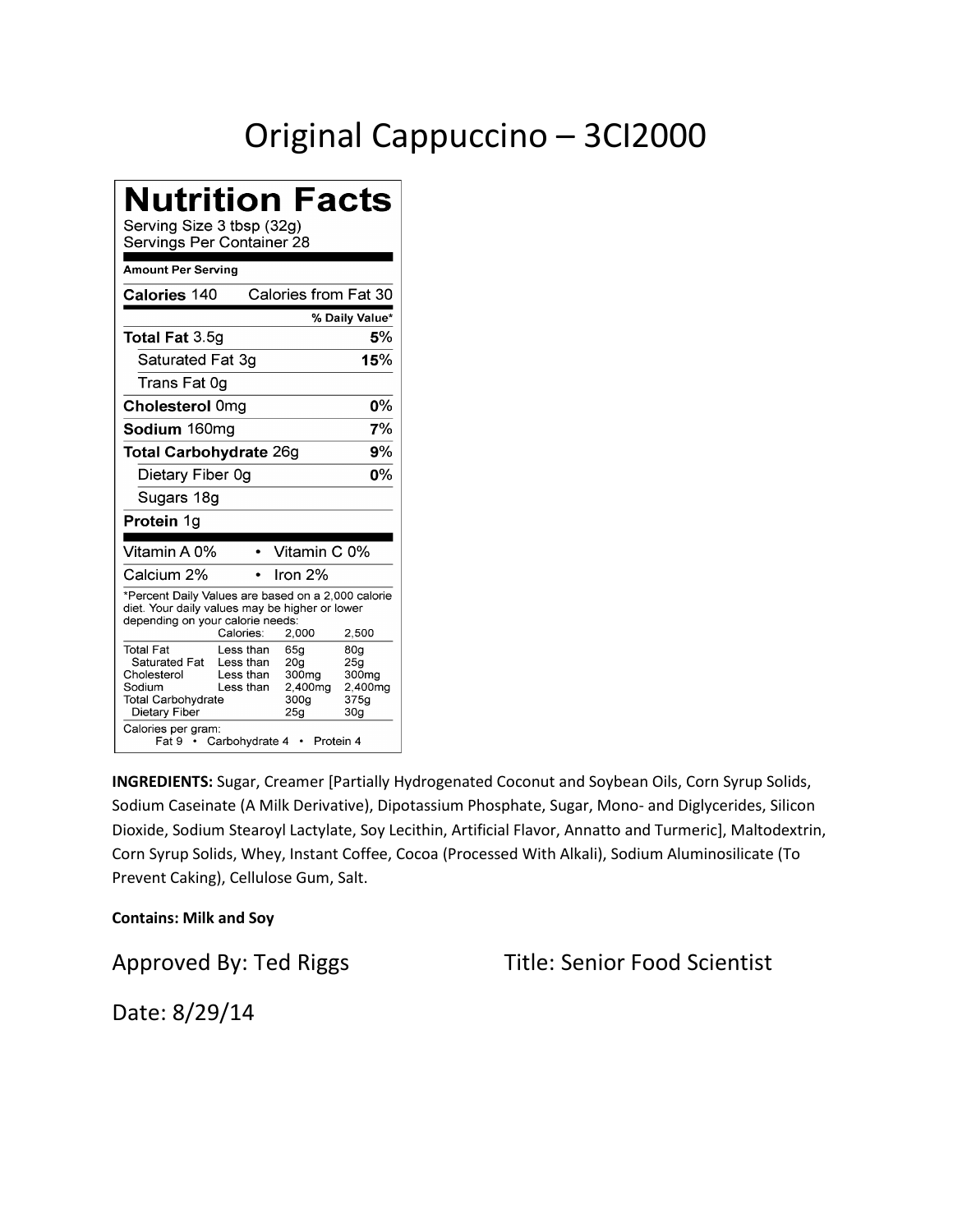# Original Cappuccino – 3CI2000

## Nutrition Facts

Serving Size 3 tbsp (32g)
Servings Per Container 28

| Amount Per Serving | |
|---|---|
| **Calories** 140 | Calories from Fat 30 |
| | **% Daily Value*** |
| **Total Fat** 3.5g | **5%** |
| Saturated Fat 3g | **15%** |
| Trans Fat 0g | |
| **Cholesterol** 0mg | **0%** |
| **Sodium** 160mg | **7%** |
| **Total Carbohydrate** 26g | **9%** |
| Dietary Fiber 0g | **0%** |
| Sugars 18g | |
| **Protein** 1g | |

| | |
|---|---|
| Vitamin A 0% | • Vitamin C 0% |
| Calcium 2% | • Iron 2% |

*Percent Daily Values are based on a 2,000 calorie diet. Your daily values may be higher or lower depending on your calorie needs:

| | Calories: | 2,000 | 2,500 |
|---|---|---|---|
| Total Fat | Less than | 65g | 80g |
| Saturated Fat | Less than | 20g | 25g |
| Cholesterol | Less than | 300mg | 300mg |
| Sodium | Less than | 2,400mg | 2,400mg |
| Total Carbohydrate | | 300g | 375g |
| Dietary Fiber | | 25g | 30g |

Calories per gram:
Fat 9 • Carbohydrate 4 • Protein 4

**INGREDIENTS:** Sugar, Creamer [Partially Hydrogenated Coconut and Soybean Oils, Corn Syrup Solids, Sodium Caseinate (A Milk Derivative), Dipotassium Phosphate, Sugar, Mono- and Diglycerides, Silicon Dioxide, Sodium Stearoyl Lactylate, Soy Lecithin, Artificial Flavor, Annatto and Turmeric], Maltodextrin, Corn Syrup Solids, Whey, Instant Coffee, Cocoa (Processed With Alkali), Sodium Aluminosilicate (To Prevent Caking), Cellulose Gum, Salt.

**Contains: Milk and Soy**

Approved By: Ted Riggs Title: Senior Food Scientist

Date: 8/29/14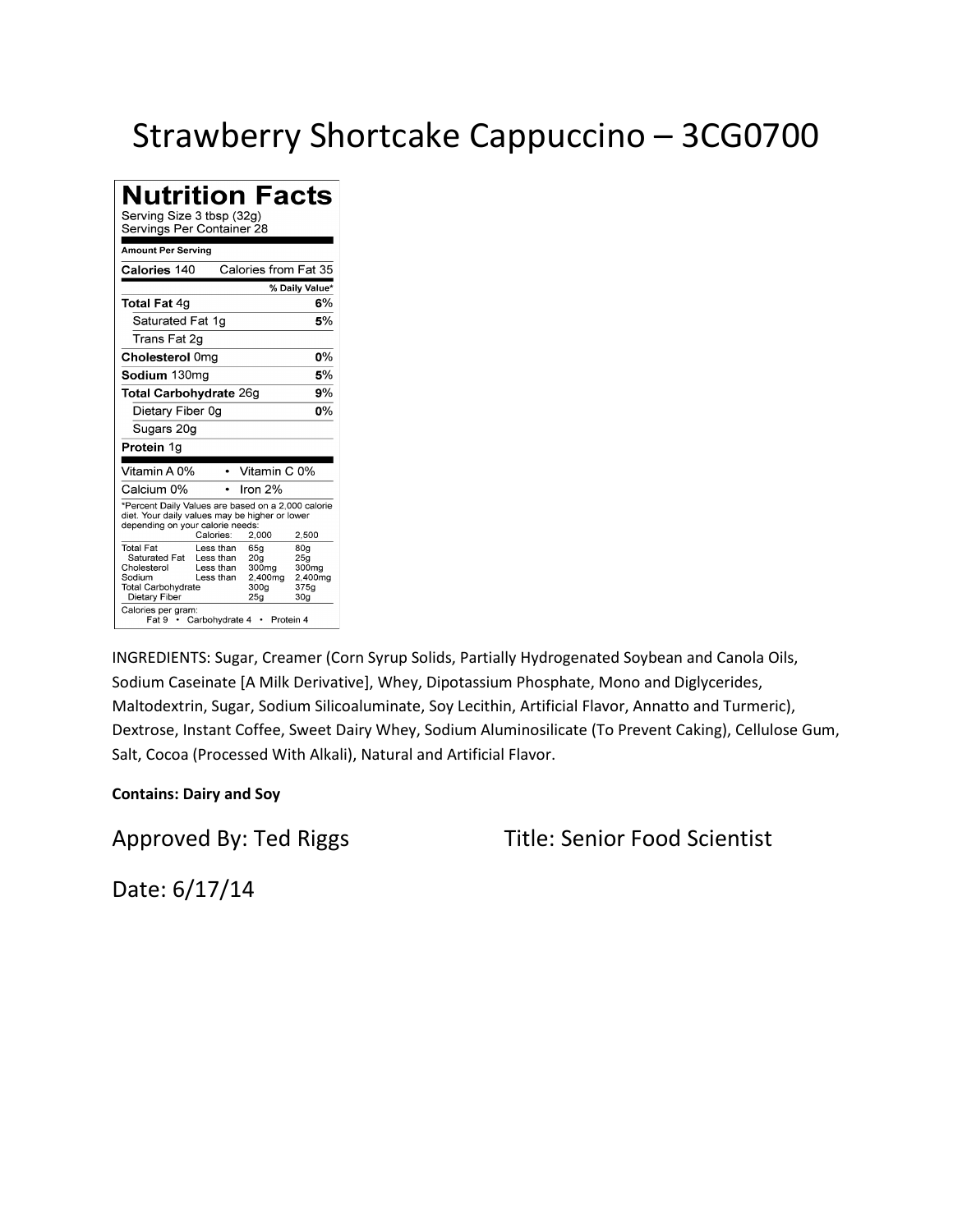# Strawberry Shortcake Cappuccino – 3CG0700

## Nutrition Facts

Serving Size 3 tbsp (32g)
Servings Per Container 28

**Amount Per Serving**

| | |
|---|---|
| **Calories** 140 | Calories from Fat 35 |
| | **% Daily Value*** |
| **Total Fat** 4g | **6%** |
| Saturated Fat 1g | **5%** |
| Trans Fat 2g | |
| **Cholesterol** 0mg | **0%** |
| **Sodium** 130mg | **5%** |
| **Total Carbohydrate** 26g | **9%** |
| Dietary Fiber 0g | **0%** |
| Sugars 20g | |
| **Protein** 1g | |

| | |
|---|---|
| Vitamin A 0% | Vitamin C 0% |
| Calcium 0% | Iron 2% |

*Percent Daily Values are based on a 2,000 calorie diet. Your daily values may be higher or lower depending on your calorie needs:

| | Calories: | 2,000 | 2,500 |
|---|---|---|---|
| Total Fat | Less than | 65g | 80g |
| Saturated Fat | Less than | 20g | 25g |
| Cholesterol | Less than | 300mg | 300mg |
| Sodium | Less than | 2,400mg | 2,400mg |
| Total Carbohydrate | | 300g | 375g |
| Dietary Fiber | | 25g | 30g |

Calories per gram:
Fat 9 • Carbohydrate 4 • Protein 4

INGREDIENTS: Sugar, Creamer (Corn Syrup Solids, Partially Hydrogenated Soybean and Canola Oils, Sodium Caseinate [A Milk Derivative], Whey, Dipotassium Phosphate, Mono and Diglycerides, Maltodextrin, Sugar, Sodium Silicoaluminate, Soy Lecithin, Artificial Flavor, Annatto and Turmeric), Dextrose, Instant Coffee, Sweet Dairy Whey, Sodium Aluminosilicate (To Prevent Caking), Cellulose Gum, Salt, Cocoa (Processed With Alkali), Natural and Artificial Flavor.

**Contains: Dairy and Soy**

Approved By: Ted Riggs    Title: Senior Food Scientist

Date: 6/17/14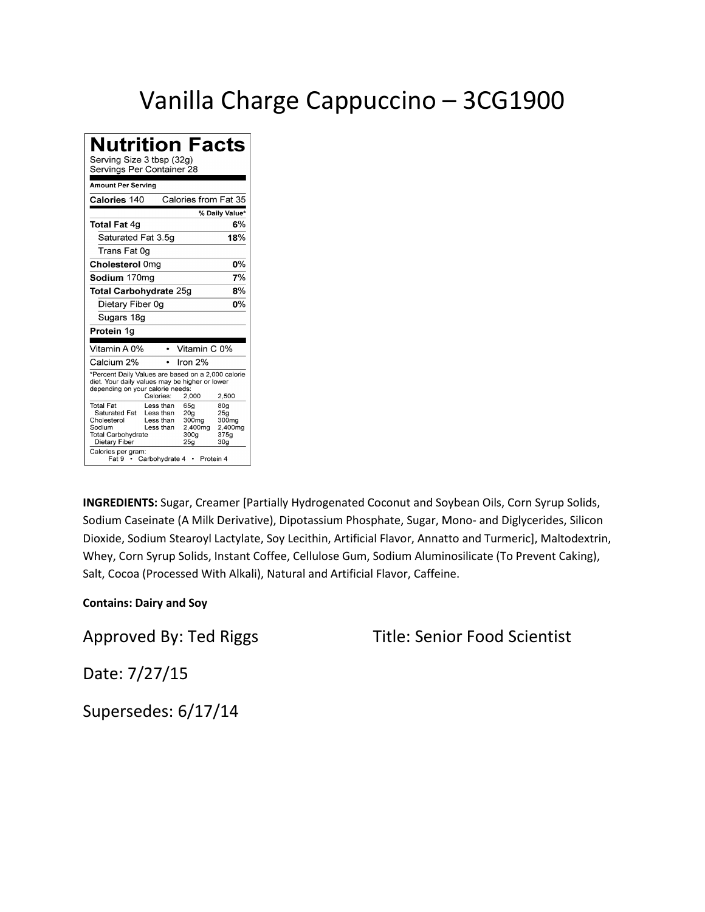# Vanilla Charge Cappuccino – 3CG1900

## Nutrition Facts

Serving Size 3 tbsp (32g)
Servings Per Container 28

**Amount Per Serving**

| **Calories** 140 | Calories from Fat 35 |
|---|---|
| | **% Daily Value*** |
| **Total Fat** 4g | **6%** |
| Saturated Fat 3.5g | **18%** |
| Trans Fat 0g | |
| **Cholesterol** 0mg | **0%** |
| **Sodium** 170mg | **7%** |
| **Total Carbohydrate** 25g | **8%** |
| Dietary Fiber 0g | **0%** |
| Sugars 18g | |
| **Protein** 1g | |

| | |
|---|---|
| Vitamin A 0% | • Vitamin C 0% |
| Calcium 2% | • Iron 2% |

*Percent Daily Values are based on a 2,000 calorie diet. Your daily values may be higher or lower depending on your calorie needs:

| | Calories: | 2,000 | 2,500 |
|---|---|---|---|
| Total Fat | Less than | 65g | 80g |
| Saturated Fat | Less than | 20g | 25g |
| Cholesterol | Less than | 300mg | 300mg |
| Sodium | Less than | 2,400mg | 2,400mg |
| Total Carbohydrate | | 300g | 375g |
| Dietary Fiber | | 25g | 30g |

Calories per gram:
Fat 9 • Carbohydrate 4 • Protein 4

**INGREDIENTS:** Sugar, Creamer [Partially Hydrogenated Coconut and Soybean Oils, Corn Syrup Solids, Sodium Caseinate (A Milk Derivative), Dipotassium Phosphate, Sugar, Mono- and Diglycerides, Silicon Dioxide, Sodium Stearoyl Lactylate, Soy Lecithin, Artificial Flavor, Annatto and Turmeric], Maltodextrin, Whey, Corn Syrup Solids, Instant Coffee, Cellulose Gum, Sodium Aluminosilicate (To Prevent Caking), Salt, Cocoa (Processed With Alkali), Natural and Artificial Flavor, Caffeine.

**Contains: Dairy and Soy**

Approved By: Ted Riggs

Title: Senior Food Scientist

Date: 7/27/15

Supersedes: 6/17/14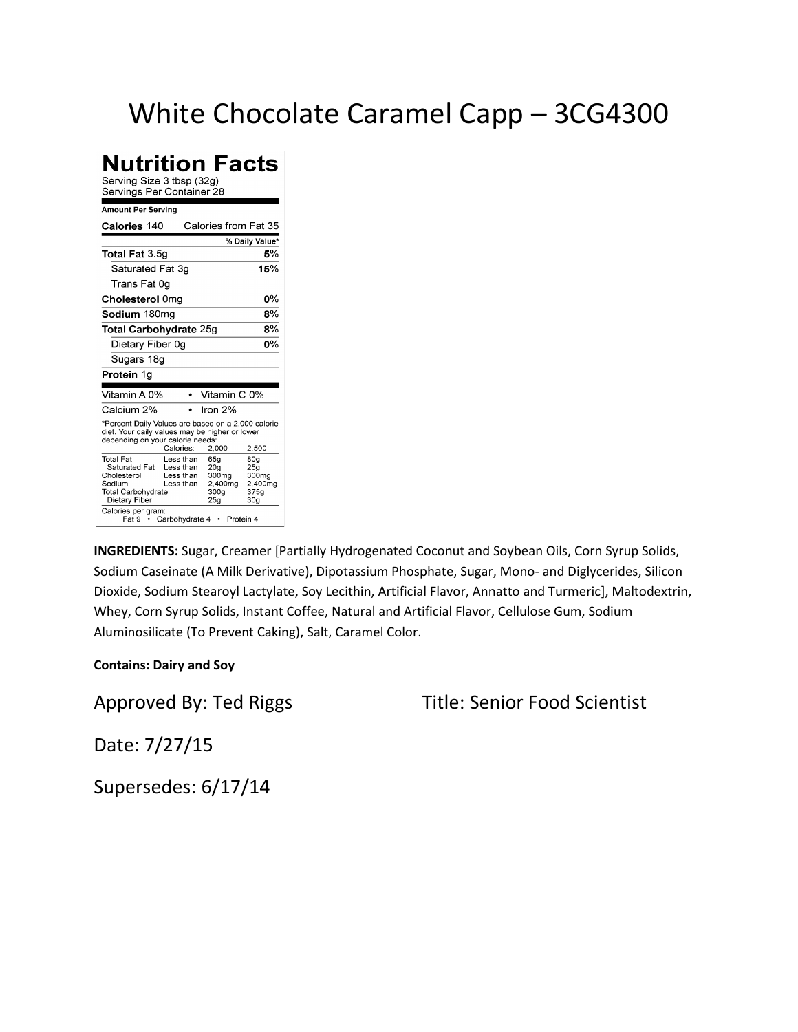# White Chocolate Caramel Capp – 3CG4300

## Nutrition Facts

Serving Size 3 tbsp (32g)
Servings Per Container 28

**Amount Per Serving**

| | |
|---|---|
| **Calories** 140 | Calories from Fat 35 |
| | **% Daily Value*** |
| **Total Fat** 3.5g | **5%** |
| Saturated Fat 3g | **15%** |
| Trans Fat 0g | |
| **Cholesterol** 0mg | **0%** |
| **Sodium** 180mg | **8%** |
| **Total Carbohydrate** 25g | **8%** |
| Dietary Fiber 0g | **0%** |
| Sugars 18g | |
| **Protein** 1g | |

| | |
|---|---|
| Vitamin A 0% | Vitamin C 0% |
| Calcium 2% | Iron 2% |

*Percent Daily Values are based on a 2,000 calorie diet. Your daily values may be higher or lower depending on your calorie needs:

| | Calories: | 2,000 | 2,500 |
|---|---|---|---|
| Total Fat | Less than | 65g | 80g |
| Saturated Fat | Less than | 20g | 25g |
| Cholesterol | Less than | 300mg | 300mg |
| Sodium | Less than | 2,400mg | 2,400mg |
| Total Carbohydrate | | 300g | 375g |
| Dietary Fiber | | 25g | 30g |

Calories per gram:
Fat 9 • Carbohydrate 4 • Protein 4

**INGREDIENTS:** Sugar, Creamer [Partially Hydrogenated Coconut and Soybean Oils, Corn Syrup Solids, Sodium Caseinate (A Milk Derivative), Dipotassium Phosphate, Sugar, Mono- and Diglycerides, Silicon Dioxide, Sodium Stearoyl Lactylate, Soy Lecithin, Artificial Flavor, Annatto and Turmeric], Maltodextrin, Whey, Corn Syrup Solids, Instant Coffee, Natural and Artificial Flavor, Cellulose Gum, Sodium Aluminosilicate (To Prevent Caking), Salt, Caramel Color.

**Contains: Dairy and Soy**

Approved By: Ted Riggs Title: Senior Food Scientist

Date: 7/27/15

Supersedes: 6/17/14